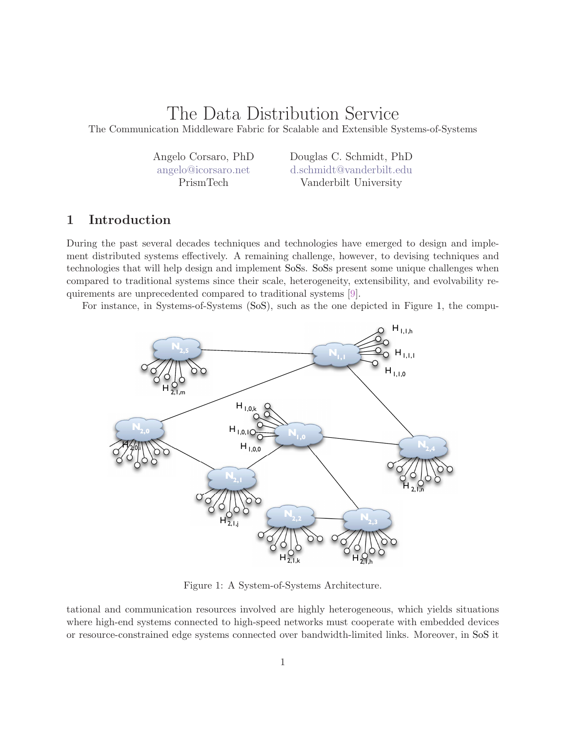# The Data Distribution Service

The Communication Middleware Fabric for Scalable and Extensible Systems-of-Systems

Angelo Corsaro, PhD
angelo@icorsaro.net
PrismTech

Douglas C. Schmidt, PhD
d.schmidt@vanderbilt.edu
Vanderbilt University

## 1 Introduction

During the past several decades techniques and technologies have emerged to design and implement distributed systems effectively. A remaining challenge, however, to devising techniques and technologies that will help design and implement SoSs. SoSs present some unique challenges when compared to traditional systems since their scale, heterogeneity, extensibility, and evolvability requirements are unprecedented compared to traditional systems [9].

For instance, in Systems-of-Systems (SoS), such as the one depicted in Figure 1, the computational and communication resources involved are highly heterogeneous, which yields situations where high-end systems connected to high-speed networks must cooperate with embedded devices or resource-constrained edge systems connected over bandwidth-limited links. Moreover, in SoS it

Figure 1: A System-of-Systems Architecture.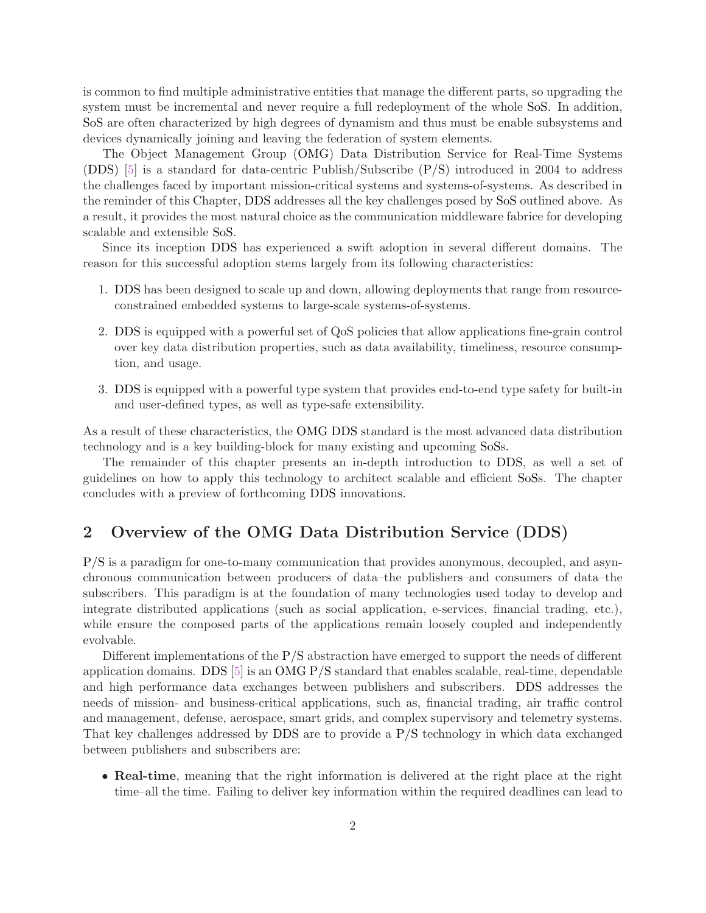is common to find multiple administrative entities that manage the different parts, so upgrading the system must be incremental and never require a full redeployment of the whole SoS. In addition, SoS are often characterized by high degrees of dynamism and thus must be enable subsystems and devices dynamically joining and leaving the federation of system elements.

The Object Management Group (OMG) Data Distribution Service for Real-Time Systems (DDS) [5] is a standard for data-centric Publish/Subscribe (P/S) introduced in 2004 to address the challenges faced by important mission-critical systems and systems-of-systems. As described in the reminder of this Chapter, DDS addresses all the key challenges posed by SoS outlined above. As a result, it provides the most natural choice as the communication middleware fabrice for developing scalable and extensible SoS.

Since its inception DDS has experienced a swift adoption in several different domains. The reason for this successful adoption stems largely from its following characteristics:

1. DDS has been designed to scale up and down, allowing deployments that range from resource-constrained embedded systems to large-scale systems-of-systems.
2. DDS is equipped with a powerful set of QoS policies that allow applications fine-grain control over key data distribution properties, such as data availability, timeliness, resource consumption, and usage.
3. DDS is equipped with a powerful type system that provides end-to-end type safety for built-in and user-defined types, as well as type-safe extensibility.

As a result of these characteristics, the OMG DDS standard is the most advanced data distribution technology and is a key building-block for many existing and upcoming SoSs.

The remainder of this chapter presents an in-depth introduction to DDS, as well a set of guidelines on how to apply this technology to architect scalable and efficient SoSs. The chapter concludes with a preview of forthcoming DDS innovations.

## 2 Overview of the OMG Data Distribution Service (DDS)

P/S is a paradigm for one-to-many communication that provides anonymous, decoupled, and asynchronous communication between producers of data–the publishers–and consumers of data–the subscribers. This paradigm is at the foundation of many technologies used today to develop and integrate distributed applications (such as social application, e-services, financial trading, etc.), while ensure the composed parts of the applications remain loosely coupled and independently evolvable.

Different implementations of the P/S abstraction have emerged to support the needs of different application domains. DDS [5] is an OMG P/S standard that enables scalable, real-time, dependable and high performance data exchanges between publishers and subscribers. DDS addresses the needs of mission- and business-critical applications, such as, financial trading, air traffic control and management, defense, aerospace, smart grids, and complex supervisory and telemetry systems. That key challenges addressed by DDS are to provide a P/S technology in which data exchanged between publishers and subscribers are:

- **Real-time**, meaning that the right information is delivered at the right place at the right time–all the time. Failing to deliver key information within the required deadlines can lead to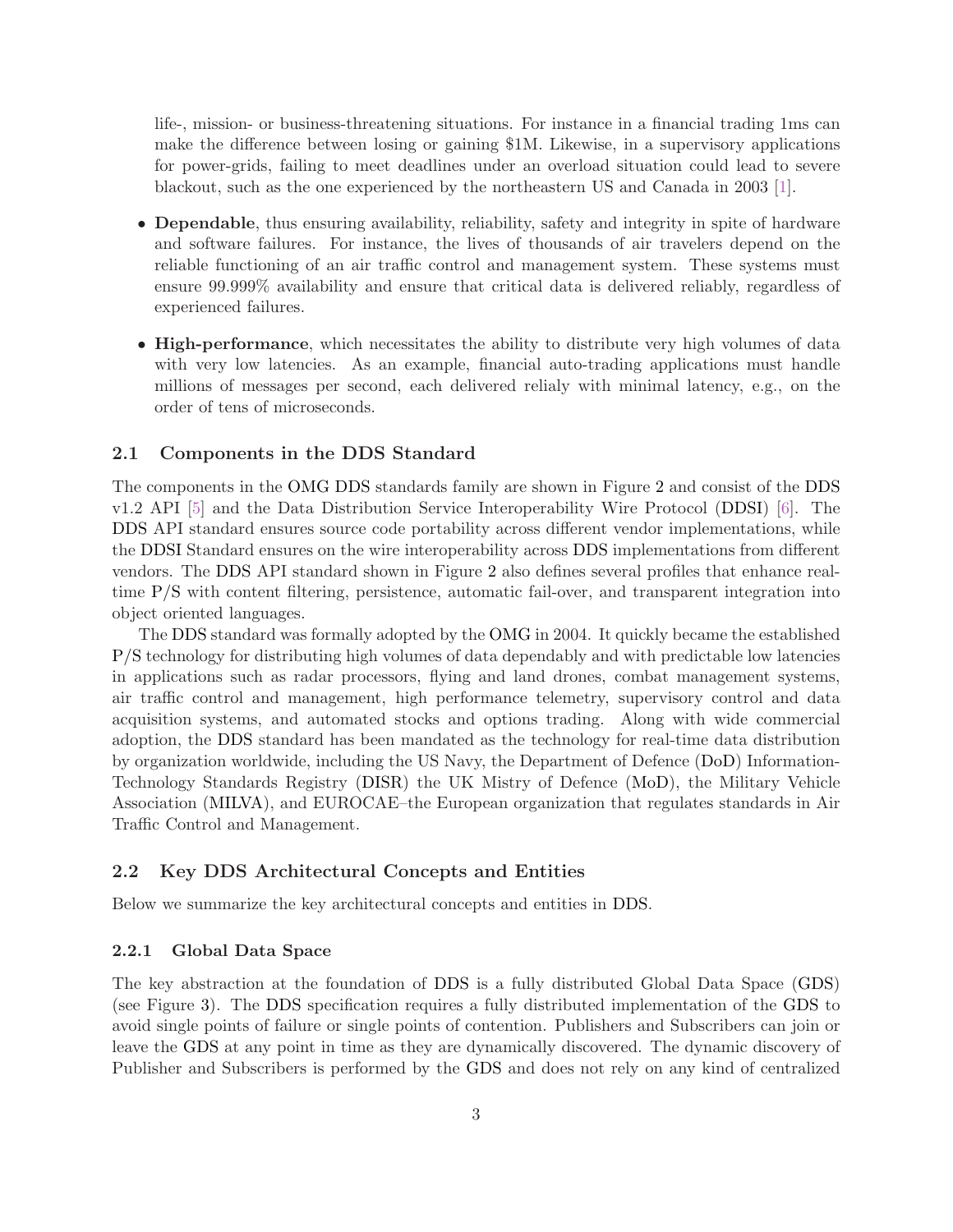life-, mission- or business-threatening situations. For instance in a financial trading 1ms can make the difference between losing or gaining $1M. Likewise, in a supervisory applications for power-grids, failing to meet deadlines under an overload situation could lead to severe blackout, such as the one experienced by the northeastern US and Canada in 2003 [1].

- **Dependable**, thus ensuring availability, reliability, safety and integrity in spite of hardware and software failures. For instance, the lives of thousands of air travelers depend on the reliable functioning of an air traffic control and management system. These systems must ensure 99.999% availability and ensure that critical data is delivered reliably, regardless of experienced failures.
- **High-performance**, which necessitates the ability to distribute very high volumes of data with very low latencies. As an example, financial auto-trading applications must handle millions of messages per second, each delivered relialy with minimal latency, e.g., on the order of tens of microseconds.

### 2.1 Components in the DDS Standard

The components in the OMG DDS standards family are shown in Figure 2 and consist of the DDS v1.2 API [5] and the Data Distribution Service Interoperability Wire Protocol (DDSI) [6]. The DDS API standard ensures source code portability across different vendor implementations, while the DDSI Standard ensures on the wire interoperability across DDS implementations from different vendors. The DDS API standard shown in Figure 2 also defines several profiles that enhance real-time P/S with content filtering, persistence, automatic fail-over, and transparent integration into object oriented languages.

The DDS standard was formally adopted by the OMG in 2004. It quickly became the established P/S technology for distributing high volumes of data dependably and with predictable low latencies in applications such as radar processors, flying and land drones, combat management systems, air traffic control and management, high performance telemetry, supervisory control and data acquisition systems, and automated stocks and options trading. Along with wide commercial adoption, the DDS standard has been mandated as the technology for real-time data distribution by organization worldwide, including the US Navy, the Department of Defence (DoD) Information-Technology Standards Registry (DISR) the UK Mistry of Defence (MoD), the Military Vehicle Association (MILVA), and EUROCAE–the European organization that regulates standards in Air Traffic Control and Management.

### 2.2 Key DDS Architectural Concepts and Entities

Below we summarize the key architectural concepts and entities in DDS.

#### 2.2.1 Global Data Space

The key abstraction at the foundation of DDS is a fully distributed Global Data Space (GDS) (see Figure 3). The DDS specification requires a fully distributed implementation of the GDS to avoid single points of failure or single points of contention. Publishers and Subscribers can join or leave the GDS at any point in time as they are dynamically discovered. The dynamic discovery of Publisher and Subscribers is performed by the GDS and does not rely on any kind of centralized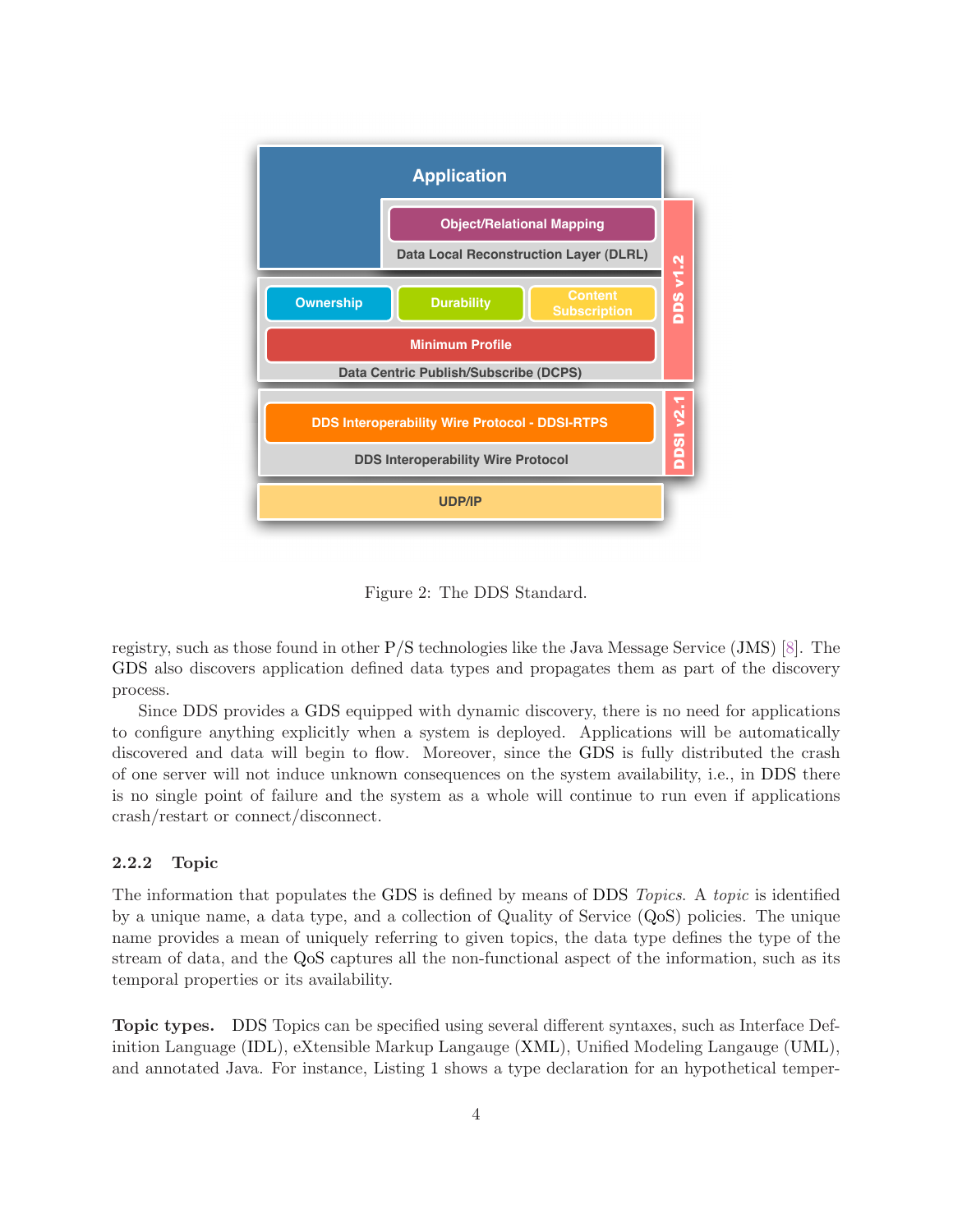Figure 2: The DDS Standard.

registry, such as those found in other P/S technologies like the Java Message Service (JMS) [8]. The GDS also discovers application defined data types and propagates them as part of the discovery process.

Since DDS provides a GDS equipped with dynamic discovery, there is no need for applications to configure anything explicitly when a system is deployed. Applications will be automatically discovered and data will begin to flow. Moreover, since the GDS is fully distributed the crash of one server will not induce unknown consequences on the system availability, i.e., in DDS there is no single point of failure and the system as a whole will continue to run even if applications crash/restart or connect/disconnect.

### 2.2.2 Topic

The information that populates the GDS is defined by means of DDS *Topics*. A *topic* is identified by a unique name, a data type, and a collection of Quality of Service (QoS) policies. The unique name provides a mean of uniquely referring to given topics, the data type defines the type of the stream of data, and the QoS captures all the non-functional aspect of the information, such as its temporal properties or its availability.

**Topic types.** DDS Topics can be specified using several different syntaxes, such as Interface Definition Language (IDL), eXtensible Markup Langauge (XML), Unified Modeling Langauge (UML), and annotated Java. For instance, Listing 1 shows a type declaration for an hypothetical temper-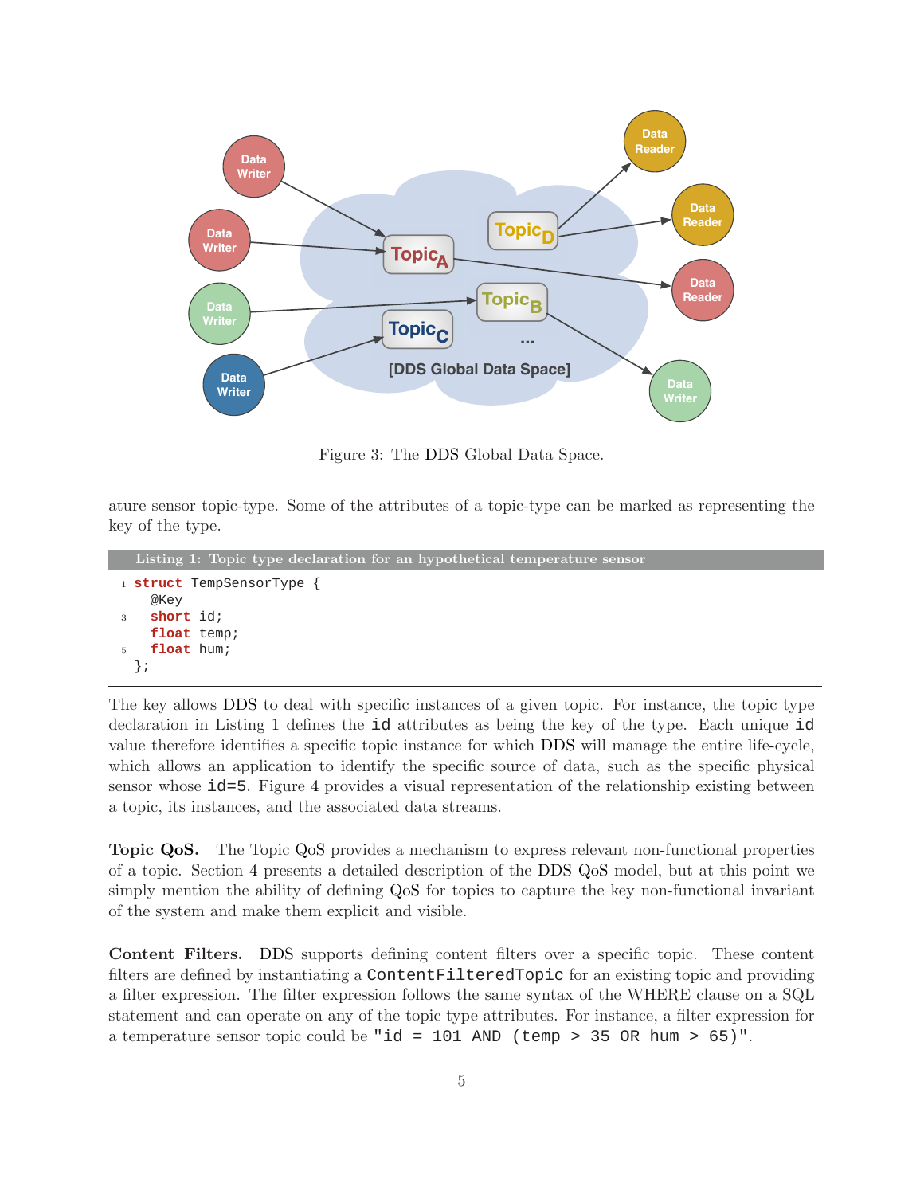Figure 3: The DDS Global Data Space.

ature sensor topic-type. Some of the attributes of a topic-type can be marked as representing the key of the type.

**Listing 1: Topic type declaration for an hypothetical temperature sensor**

```
struct TempSensorType {
  @Key
  short id;
  float temp;
  float hum;
};
```

The key allows DDS to deal with specific instances of a given topic. For instance, the topic type declaration in Listing 1 defines the `id` attributes as being the key of the type. Each unique `id` value therefore identifies a specific topic instance for which DDS will manage the entire life-cycle, which allows an application to identify the specific source of data, such as the specific physical sensor whose `id=5`. Figure 4 provides a visual representation of the relationship existing between a topic, its instances, and the associated data streams.

**Topic QoS.** The Topic QoS provides a mechanism to express relevant non-functional properties of a topic. Section 4 presents a detailed description of the DDS QoS model, but at this point we simply mention the ability of defining QoS for topics to capture the key non-functional invariant of the system and make them explicit and visible.

**Content Filters.** DDS supports defining content filters over a specific topic. These content filters are defined by instantiating a `ContentFilteredTopic` for an existing topic and providing a filter expression. The filter expression follows the same syntax of the WHERE clause on a SQL statement and can operate on any of the topic type attributes. For instance, a filter expression for a temperature sensor topic could be `"id = 101 AND (temp > 35 OR hum > 65)"`.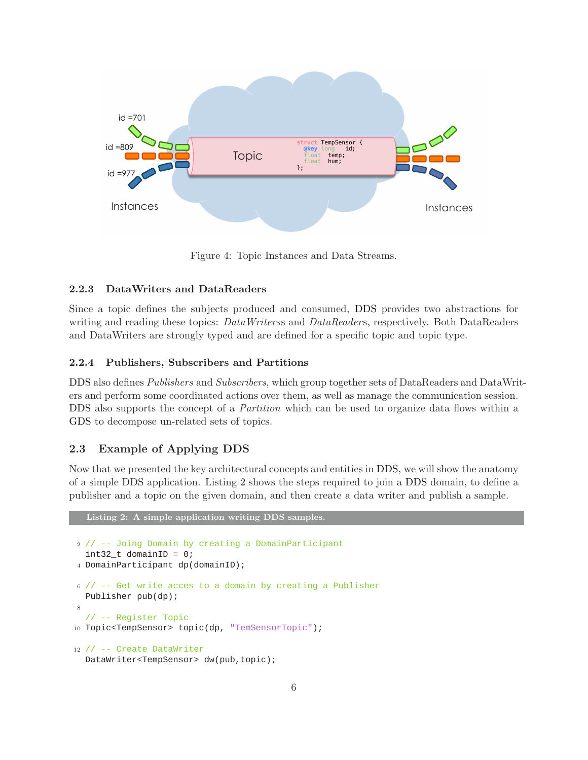Figure 4: Topic Instances and Data Streams.

### 2.2.3 DataWriters and DataReaders

Since a topic defines the subjects produced and consumed, DDS provides two abstractions for writing and reading these topics: *DataWriters*s and *DataReader*s, respectively. Both DataReaders and DataWriters are strongly typed and are defined for a specific topic and topic type.

### 2.2.4 Publishers, Subscribers and Partitions

DDS also defines *Publishers* and *Subscribers*, which group together sets of DataReaders and DataWriters and perform some coordinated actions over them, as well as manage the communication session. DDS also supports the concept of a *Partition* which can be used to organize data flows within a GDS to decompose un-related sets of topics.

## 2.3 Example of Applying DDS

Now that we presented the key architectural concepts and entities in DDS, we will show the anatomy of a simple DDS application. Listing 2 shows the steps required to join a DDS domain, to define a publisher and a topic on the given domain, and then create a data writer and publish a sample.

**Listing 2: A simple application writing DDS samples.**

```
// -- Joing Domain by creating a DomainParticipant
int32_t domainID = 0;
DomainParticipant dp(domainID);

// -- Get write acces to a domain by creating a Publisher
Publisher pub(dp);

// -- Register Topic
Topic<TempSensor> topic(dp, "TemSensorTopic");

// -- Create DataWriter
DataWriter<TempSensor> dw(pub,topic);
```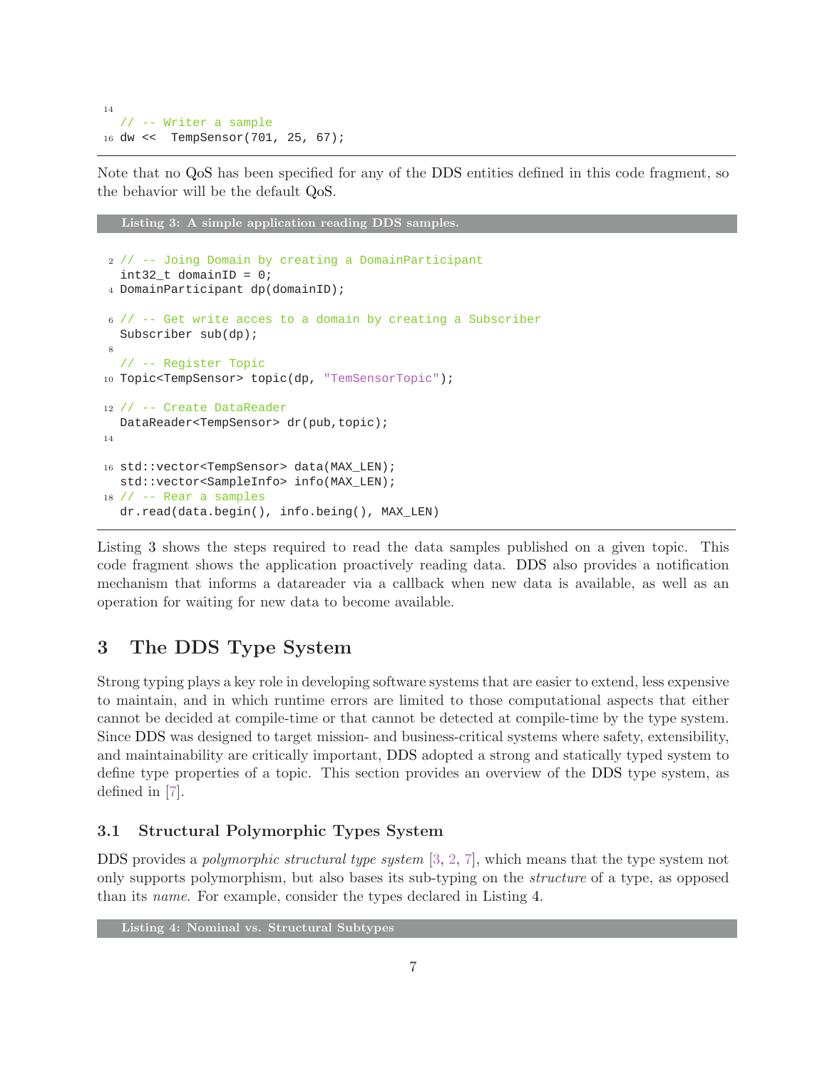```
// -- Writer a sample
dw <<  TempSensor(701, 25, 67);
```

Note that no QoS has been specified for any of the DDS entities defined in this code fragment, so the behavior will be the default QoS.

**Listing 3: A simple application reading DDS samples.**

```
// -- Joing Domain by creating a DomainParticipant
int32_t domainID = 0;
DomainParticipant dp(domainID);

// -- Get write acces to a domain by creating a Subscriber
Subscriber sub(dp);

// -- Register Topic
Topic<TempSensor> topic(dp, "TemSensorTopic");

// -- Create DataReader
DataReader<TempSensor> dr(pub,topic);


std::vector<TempSensor> data(MAX_LEN);
std::vector<SampleInfo> info(MAX_LEN);
// -- Rear a samples
dr.read(data.begin(), info.being(), MAX_LEN)
```

Listing 3 shows the steps required to read the data samples published on a given topic. This code fragment shows the application proactively reading data. DDS also provides a notification mechanism that informs a datareader via a callback when new data is available, as well as an operation for waiting for new data to become available.

# 3 The DDS Type System

Strong typing plays a key role in developing software systems that are easier to extend, less expensive to maintain, and in which runtime errors are limited to those computational aspects that either cannot be decided at compile-time or that cannot be detected at compile-time by the type system. Since DDS was designed to target mission- and business-critical systems where safety, extensibility, and maintainability are critically important, DDS adopted a strong and statically typed system to define type properties of a topic. This section provides an overview of the DDS type system, as defined in [7].

## 3.1 Structural Polymorphic Types System

DDS provides a *polymorphic structural type system* [3, 2, 7], which means that the type system not only supports polymorphism, but also bases its sub-typing on the *structure* of a type, as opposed than its *name*. For example, consider the types declared in Listing 4.

**Listing 4: Nominal vs. Structural Subtypes**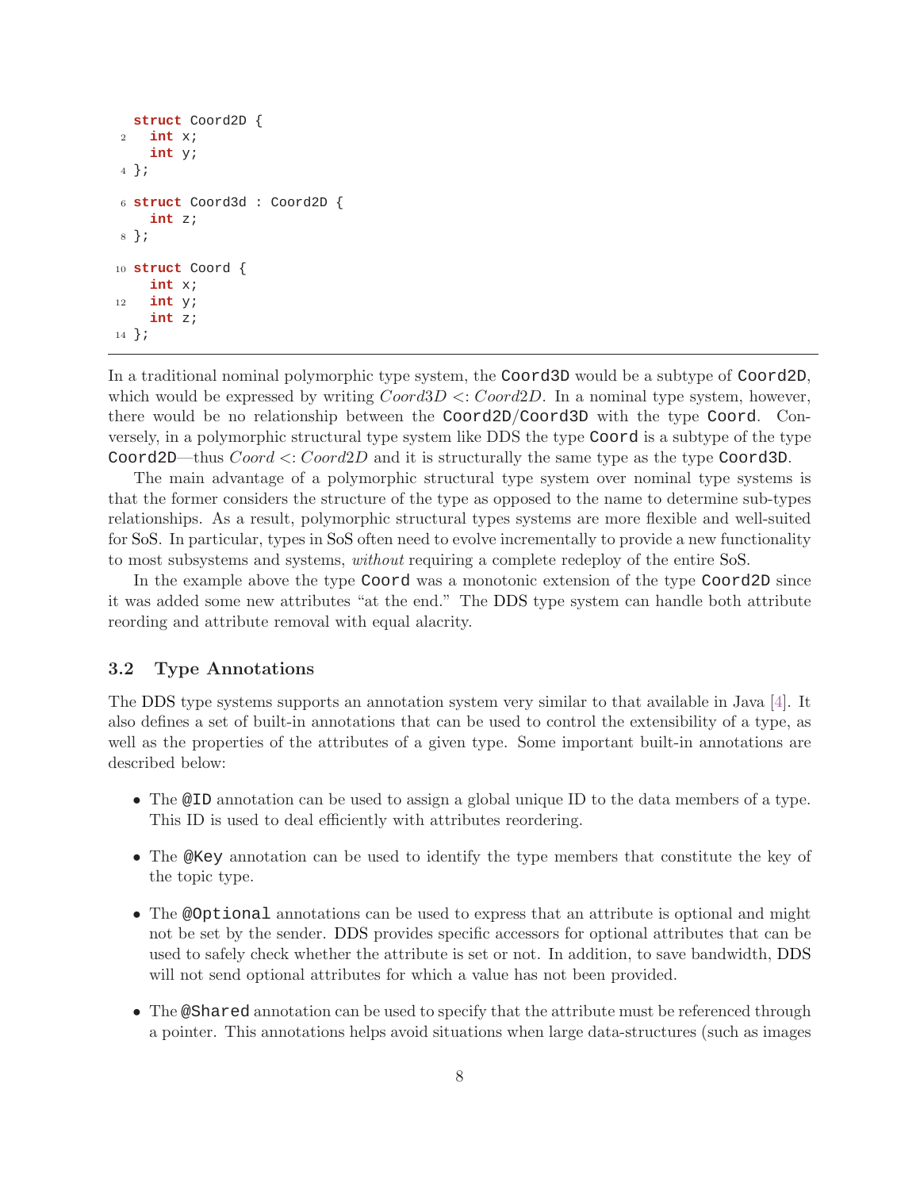```
struct Coord2D {
  int x;
  int y;
};

struct Coord3d : Coord2D {
  int z;
};

struct Coord {
  int x;
  int y;
  int z;
};
```

In a traditional nominal polymorphic type system, the `Coord3D` would be a subtype of `Coord2D`, which would be expressed by writing $Coord3D <: Coord2D$. In a nominal type system, however, there would be no relationship between the `Coord2D`/`Coord3D` with the type `Coord`. Conversely, in a polymorphic structural type system like DDS the type `Coord` is a subtype of the type `Coord2D`—thus $Coord <: Coord2D$ and it is structurally the same type as the type `Coord3D`.

The main advantage of a polymorphic structural type system over nominal type systems is that the former considers the structure of the type as opposed to the name to determine sub-types relationships. As a result, polymorphic structural types systems are more flexible and well-suited for SoS. In particular, types in SoS often need to evolve incrementally to provide a new functionality to most subsystems and systems, *without* requiring a complete redeploy of the entire SoS.

In the example above the type `Coord` was a monotonic extension of the type `Coord2D` since it was added some new attributes "at the end." The DDS type system can handle both attribute reording and attribute removal with equal alacrity.

### 3.2 Type Annotations

The DDS type systems supports an annotation system very similar to that available in Java [4]. It also defines a set of built-in annotations that can be used to control the extensibility of a type, as well as the properties of the attributes of a given type. Some important built-in annotations are described below:

- The `@ID` annotation can be used to assign a global unique ID to the data members of a type. This ID is used to deal efficiently with attributes reordering.
- The `@Key` annotation can be used to identify the type members that constitute the key of the topic type.
- The `@Optional` annotations can be used to express that an attribute is optional and might not be set by the sender. DDS provides specific accessors for optional attributes that can be used to safely check whether the attribute is set or not. In addition, to save bandwidth, DDS will not send optional attributes for which a value has not been provided.
- The `@Shared` annotation can be used to specify that the attribute must be referenced through a pointer. This annotations helps avoid situations when large data-structures (such as images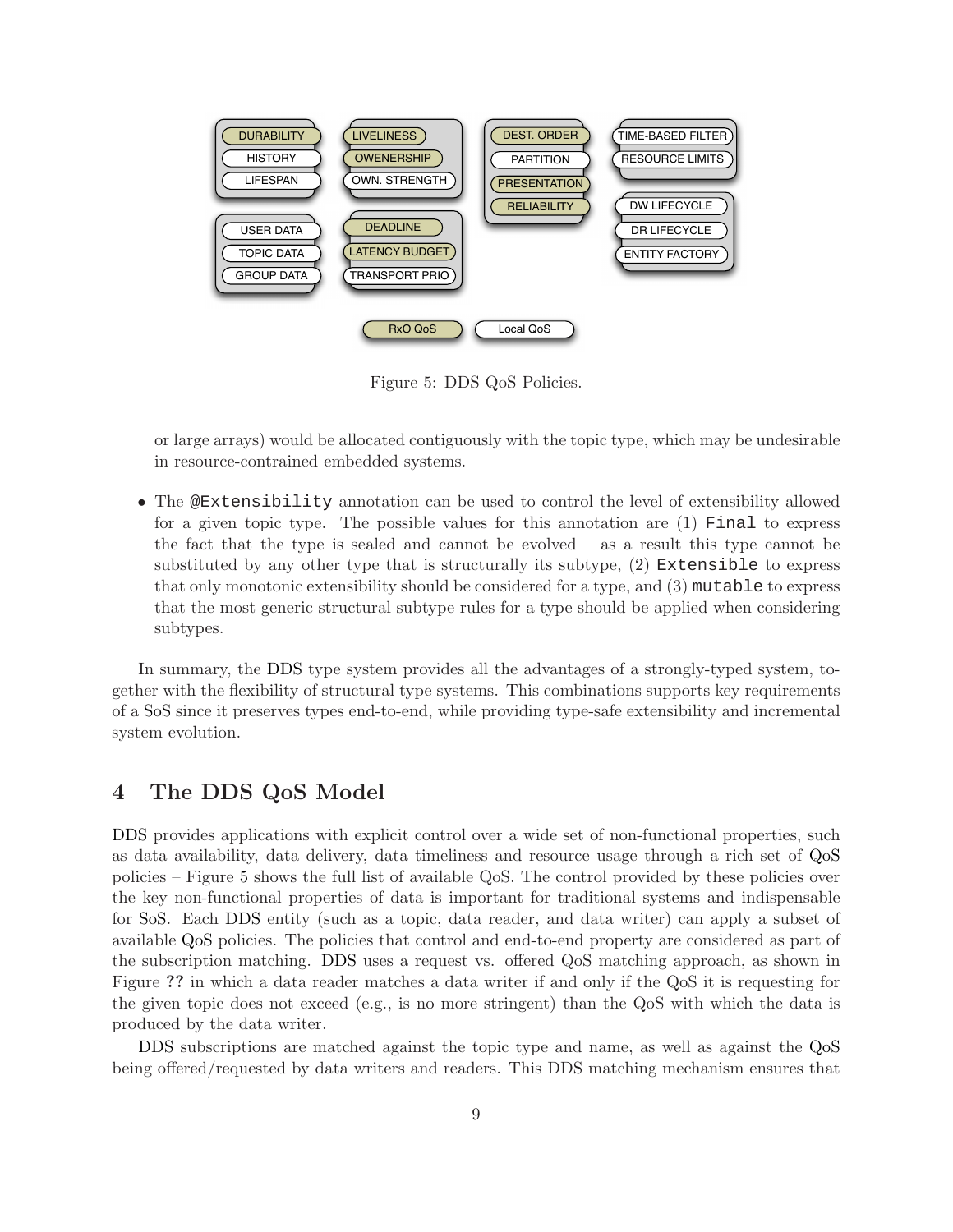Figure 5: DDS QoS Policies.

or large arrays) would be allocated contiguously with the topic type, which may be undesirable in resource-contrained embedded systems.

- The `@Extensibility` annotation can be used to control the level of extensibility allowed for a given topic type. The possible values for this annotation are (1) `Final` to express the fact that the type is sealed and cannot be evolved – as a result this type cannot be substituted by any other type that is structurally its subtype, (2) `Extensible` to express that only monotonic extensibility should be considered for a type, and (3) `mutable` to express that the most generic structural subtype rules for a type should be applied when considering subtypes.

In summary, the DDS type system provides all the advantages of a strongly-typed system, together with the flexibility of structural type systems. This combinations supports key requirements of a SoS since it preserves types end-to-end, while providing type-safe extensibility and incremental system evolution.

# 4 The DDS QoS Model

DDS provides applications with explicit control over a wide set of non-functional properties, such as data availability, data delivery, data timeliness and resource usage through a rich set of QoS policies – Figure 5 shows the full list of available QoS. The control provided by these policies over the key non-functional properties of data is important for traditional systems and indispensable for SoS. Each DDS entity (such as a topic, data reader, and data writer) can apply a subset of available QoS policies. The policies that control and end-to-end property are considered as part of the subscription matching. DDS uses a request vs. offered QoS matching approach, as shown in Figure ?? in which a data reader matches a data writer if and only if the QoS it is requesting for the given topic does not exceed (e.g., is no more stringent) than the QoS with which the data is produced by the data writer.

DDS subscriptions are matched against the topic type and name, as well as against the QoS being offered/requested by data writers and readers. This DDS matching mechanism ensures that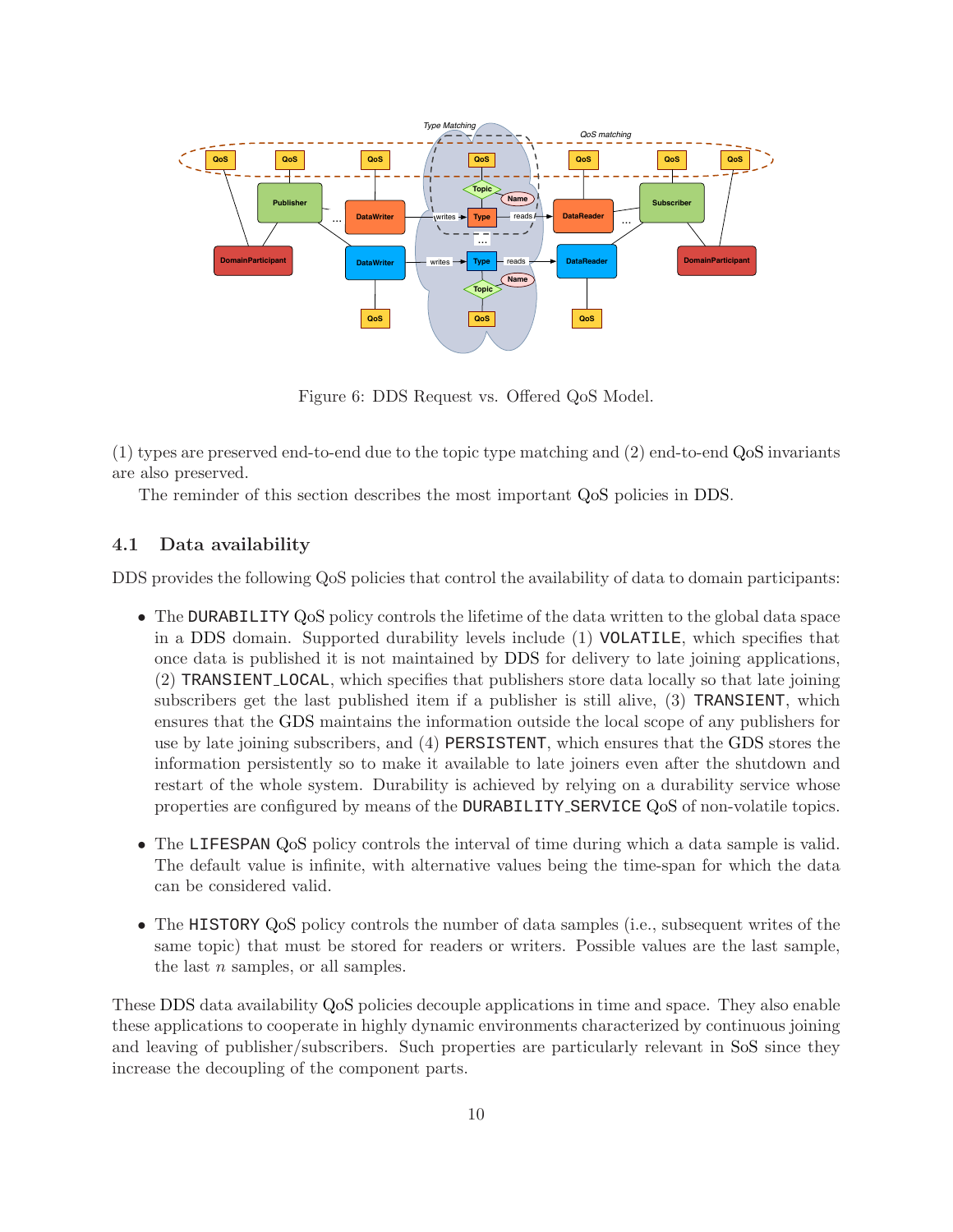Figure 6: DDS Request vs. Offered QoS Model.

(1) types are preserved end-to-end due to the topic type matching and (2) end-to-end QoS invariants are also preserved.

The reminder of this section describes the most important QoS policies in DDS.

## 4.1 Data availability

DDS provides the following QoS policies that control the availability of data to domain participants:

- The `DURABILITY` QoS policy controls the lifetime of the data written to the global data space in a DDS domain. Supported durability levels include (1) `VOLATILE`, which specifies that once data is published it is not maintained by DDS for delivery to late joining applications, (2) `TRANSIENT_LOCAL`, which specifies that publishers store data locally so that late joining subscribers get the last published item if a publisher is still alive, (3) `TRANSIENT`, which ensures that the GDS maintains the information outside the local scope of any publishers for use by late joining subscribers, and (4) `PERSISTENT`, which ensures that the GDS stores the information persistently so to make it available to late joiners even after the shutdown and restart of the whole system. Durability is achieved by relying on a durability service whose properties are configured by means of the `DURABILITY_SERVICE` QoS of non-volatile topics.

- The `LIFESPAN` QoS policy controls the interval of time during which a data sample is valid. The default value is infinite, with alternative values being the time-span for which the data can be considered valid.

- The `HISTORY` QoS policy controls the number of data samples (i.e., subsequent writes of the same topic) that must be stored for readers or writers. Possible values are the last sample, the last $n$ samples, or all samples.

These DDS data availability QoS policies decouple applications in time and space. They also enable these applications to cooperate in highly dynamic environments characterized by continuous joining and leaving of publisher/subscribers. Such properties are particularly relevant in SoS since they increase the decoupling of the component parts.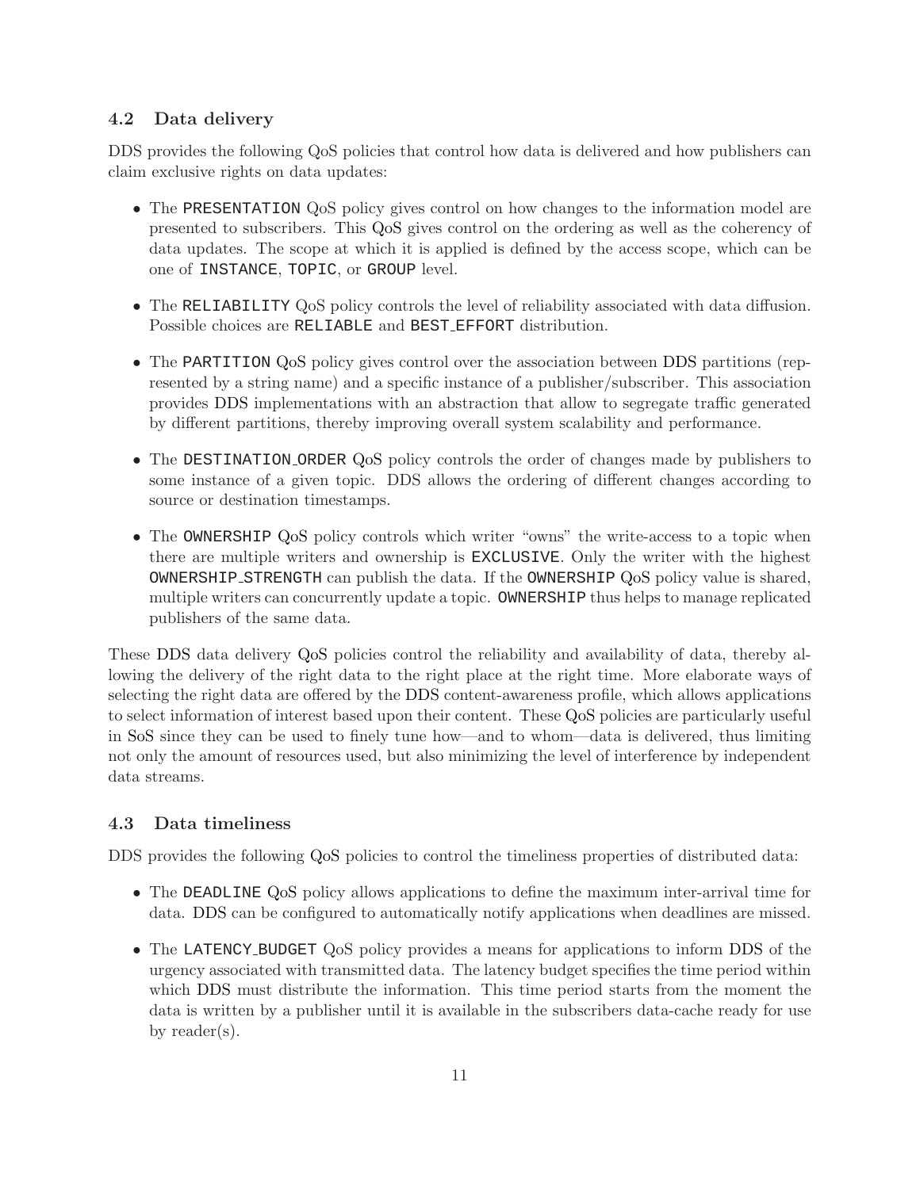## 4.2 Data delivery

DDS provides the following QoS policies that control how data is delivered and how publishers can claim exclusive rights on data updates:

- The `PRESENTATION` QoS policy gives control on how changes to the information model are presented to subscribers. This QoS gives control on the ordering as well as the coherency of data updates. The scope at which it is applied is defined by the access scope, which can be one of `INSTANCE`, `TOPIC`, or `GROUP` level.
- The `RELIABILITY` QoS policy controls the level of reliability associated with data diffusion. Possible choices are `RELIABLE` and `BEST_EFFORT` distribution.
- The `PARTITION` QoS policy gives control over the association between DDS partitions (represented by a string name) and a specific instance of a publisher/subscriber. This association provides DDS implementations with an abstraction that allow to segregate traffic generated by different partitions, thereby improving overall system scalability and performance.
- The `DESTINATION_ORDER` QoS policy controls the order of changes made by publishers to some instance of a given topic. DDS allows the ordering of different changes according to source or destination timestamps.
- The `OWNERSHIP` QoS policy controls which writer "owns" the write-access to a topic when there are multiple writers and ownership is `EXCLUSIVE`. Only the writer with the highest `OWNERSHIP_STRENGTH` can publish the data. If the `OWNERSHIP` QoS policy value is shared, multiple writers can concurrently update a topic. `OWNERSHIP` thus helps to manage replicated publishers of the same data.

These DDS data delivery QoS policies control the reliability and availability of data, thereby allowing the delivery of the right data to the right place at the right time. More elaborate ways of selecting the right data are offered by the DDS content-awareness profile, which allows applications to select information of interest based upon their content. These QoS policies are particularly useful in SoS since they can be used to finely tune how—and to whom—data is delivered, thus limiting not only the amount of resources used, but also minimizing the level of interference by independent data streams.

## 4.3 Data timeliness

DDS provides the following QoS policies to control the timeliness properties of distributed data:

- The `DEADLINE` QoS policy allows applications to define the maximum inter-arrival time for data. DDS can be configured to automatically notify applications when deadlines are missed.
- The `LATENCY_BUDGET` QoS policy provides a means for applications to inform DDS of the urgency associated with transmitted data. The latency budget specifies the time period within which DDS must distribute the information. This time period starts from the moment the data is written by a publisher until it is available in the subscribers data-cache ready for use by reader(s).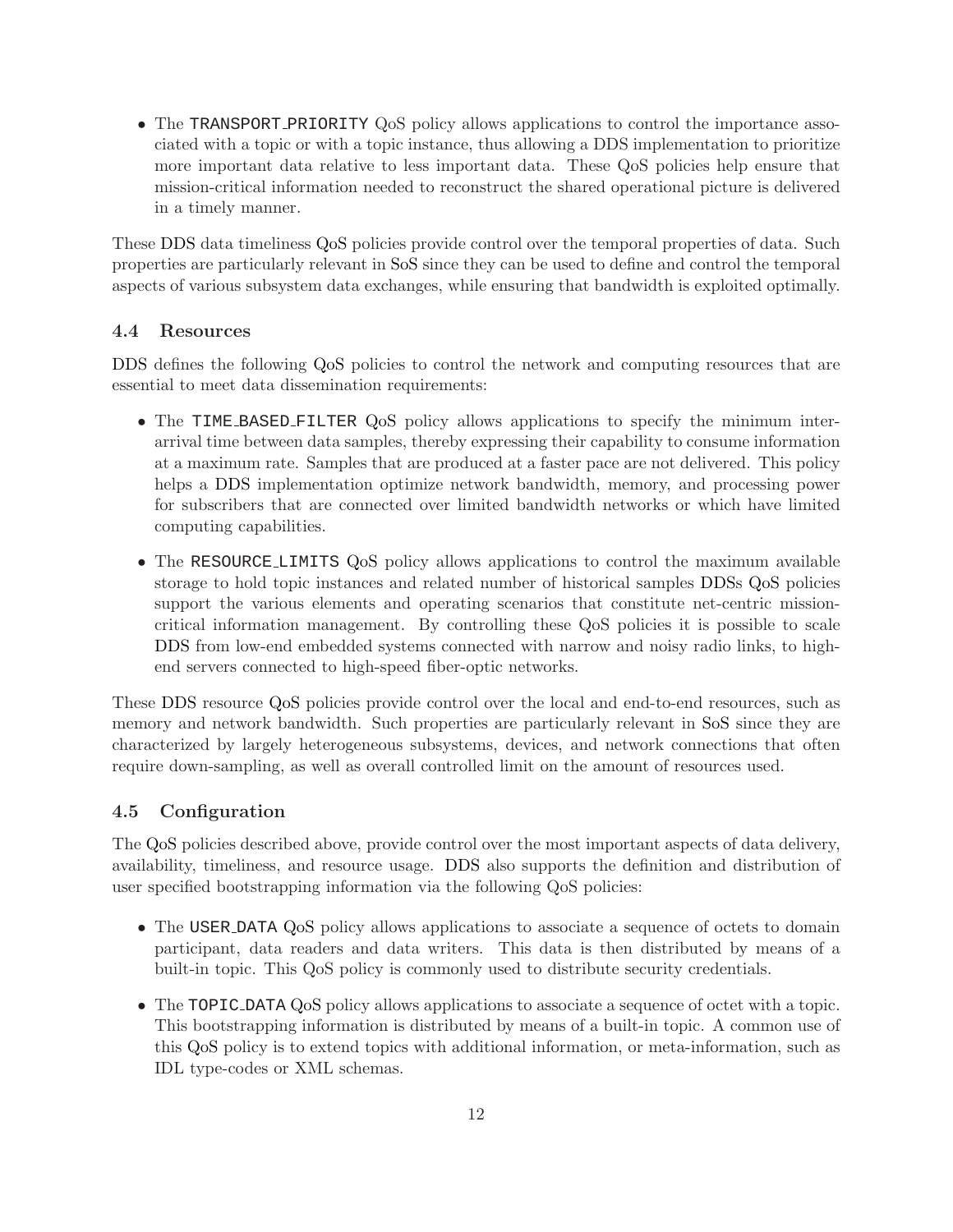- The `TRANSPORT_PRIORITY` QoS policy allows applications to control the importance associated with a topic or with a topic instance, thus allowing a DDS implementation to prioritize more important data relative to less important data. These QoS policies help ensure that mission-critical information needed to reconstruct the shared operational picture is delivered in a timely manner.

These DDS data timeliness QoS policies provide control over the temporal properties of data. Such properties are particularly relevant in SoS since they can be used to define and control the temporal aspects of various subsystem data exchanges, while ensuring that bandwidth is exploited optimally.

### 4.4 Resources

DDS defines the following QoS policies to control the network and computing resources that are essential to meet data dissemination requirements:

- The `TIME_BASED_FILTER` QoS policy allows applications to specify the minimum inter-arrival time between data samples, thereby expressing their capability to consume information at a maximum rate. Samples that are produced at a faster pace are not delivered. This policy helps a DDS implementation optimize network bandwidth, memory, and processing power for subscribers that are connected over limited bandwidth networks or which have limited computing capabilities.

- The `RESOURCE_LIMITS` QoS policy allows applications to control the maximum available storage to hold topic instances and related number of historical samples DDSs QoS policies support the various elements and operating scenarios that constitute net-centric mission-critical information management. By controlling these QoS policies it is possible to scale DDS from low-end embedded systems connected with narrow and noisy radio links, to high-end servers connected to high-speed fiber-optic networks.

These DDS resource QoS policies provide control over the local and end-to-end resources, such as memory and network bandwidth. Such properties are particularly relevant in SoS since they are characterized by largely heterogeneous subsystems, devices, and network connections that often require down-sampling, as well as overall controlled limit on the amount of resources used.

### 4.5 Configuration

The QoS policies described above, provide control over the most important aspects of data delivery, availability, timeliness, and resource usage. DDS also supports the definition and distribution of user specified bootstrapping information via the following QoS policies:

- The `USER_DATA` QoS policy allows applications to associate a sequence of octets to domain participant, data readers and data writers. This data is then distributed by means of a built-in topic. This QoS policy is commonly used to distribute security credentials.

- The `TOPIC_DATA` QoS policy allows applications to associate a sequence of octet with a topic. This bootstrapping information is distributed by means of a built-in topic. A common use of this QoS policy is to extend topics with additional information, or meta-information, such as IDL type-codes or XML schemas.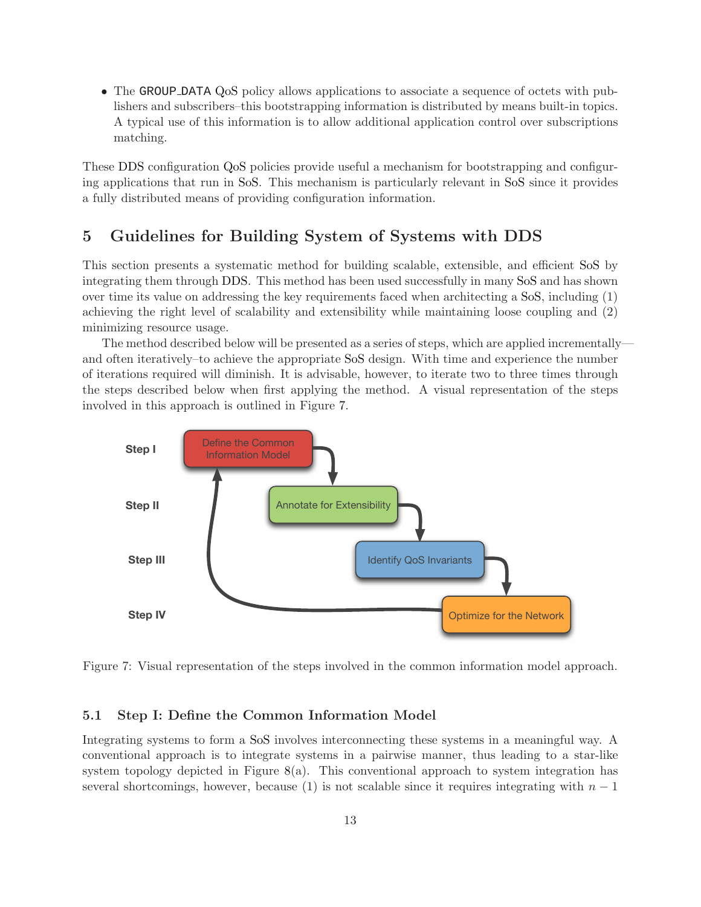- The GROUP_DATA QoS policy allows applications to associate a sequence of octets with publishers and subscribers–this bootstrapping information is distributed by means built-in topics. A typical use of this information is to allow additional application control over subscriptions matching.

These DDS configuration QoS policies provide useful a mechanism for bootstrapping and configuring applications that run in SoS. This mechanism is particularly relevant in SoS since it provides a fully distributed means of providing configuration information.

# 5 Guidelines for Building System of Systems with DDS

This section presents a systematic method for building scalable, extensible, and efficient SoS by integrating them through DDS. This method has been used successfully in many SoS and has shown over time its value on addressing the key requirements faced when architecting a SoS, including (1) achieving the right level of scalability and extensibility while maintaining loose coupling and (2) minimizing resource usage.

The method described below will be presented as a series of steps, which are applied incrementally—and often iteratively–to achieve the appropriate SoS design. With time and experience the number of iterations required will diminish. It is advisable, however, to iterate two to three times through the steps described below when first applying the method. A visual representation of the steps involved in this approach is outlined in Figure 7.

Step I — Define the Common Information Model

Step II — Annotate for Extensibility

Step III — Identify QoS Invariants

Step IV — Optimize for the Network

Figure 7: Visual representation of the steps involved in the common information model approach.

## 5.1 Step I: Define the Common Information Model

Integrating systems to form a SoS involves interconnecting these systems in a meaningful way. A conventional approach is to integrate systems in a pairwise manner, thus leading to a star-like system topology depicted in Figure 8(a). This conventional approach to system integration has several shortcomings, however, because (1) is not scalable since it requires integrating with $n - 1$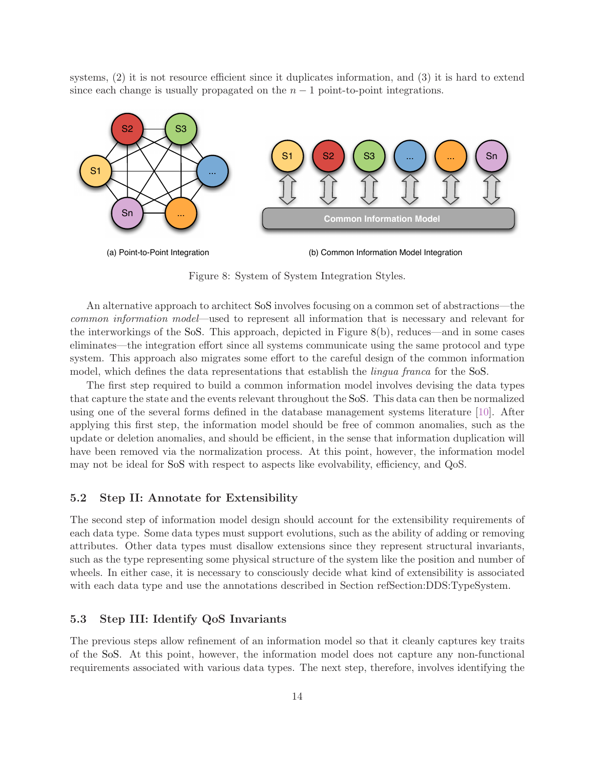systems, (2) it is not resource efficient since it duplicates information, and (3) it is hard to extend since each change is usually propagated on the $n - 1$ point-to-point integrations.

S2
S3
S1
...
Sn
...

(a) Point-to-Point Integration

S1
S2
S3
...
...
Sn
Common Information Model

(b) Common Information Model Integration

Figure 8: System of System Integration Styles.

An alternative approach to architect SoS involves focusing on a common set of abstractions—the *common information model*—used to represent all information that is necessary and relevant for the interworkings of the SoS. This approach, depicted in Figure 8(b), reduces—and in some cases eliminates—the integration effort since all systems communicate using the same protocol and type system. This approach also migrates some effort to the careful design of the common information model, which defines the data representations that establish the *lingua franca* for the SoS.

The first step required to build a common information model involves devising the data types that capture the state and the events relevant throughout the SoS. This data can then be normalized using one of the several forms defined in the database management systems literature [10]. After applying this first step, the information model should be free of common anomalies, such as the update or deletion anomalies, and should be efficient, in the sense that information duplication will have been removed via the normalization process. At this point, however, the information model may not be ideal for SoS with respect to aspects like evolvability, efficiency, and QoS.

### 5.2 Step II: Annotate for Extensibility

The second step of information model design should account for the extensibility requirements of each data type. Some data types must support evolutions, such as the ability of adding or removing attributes. Other data types must disallow extensions since they represent structural invariants, such as the type representing some physical structure of the system like the position and number of wheels. In either case, it is necessary to consciously decide what kind of extensibility is associated with each data type and use the annotations described in Section refSection:DDS:TypeSystem.

### 5.3 Step III: Identify QoS Invariants

The previous steps allow refinement of an information model so that it cleanly captures key traits of the SoS. At this point, however, the information model does not capture any non-functional requirements associated with various data types. The next step, therefore, involves identifying the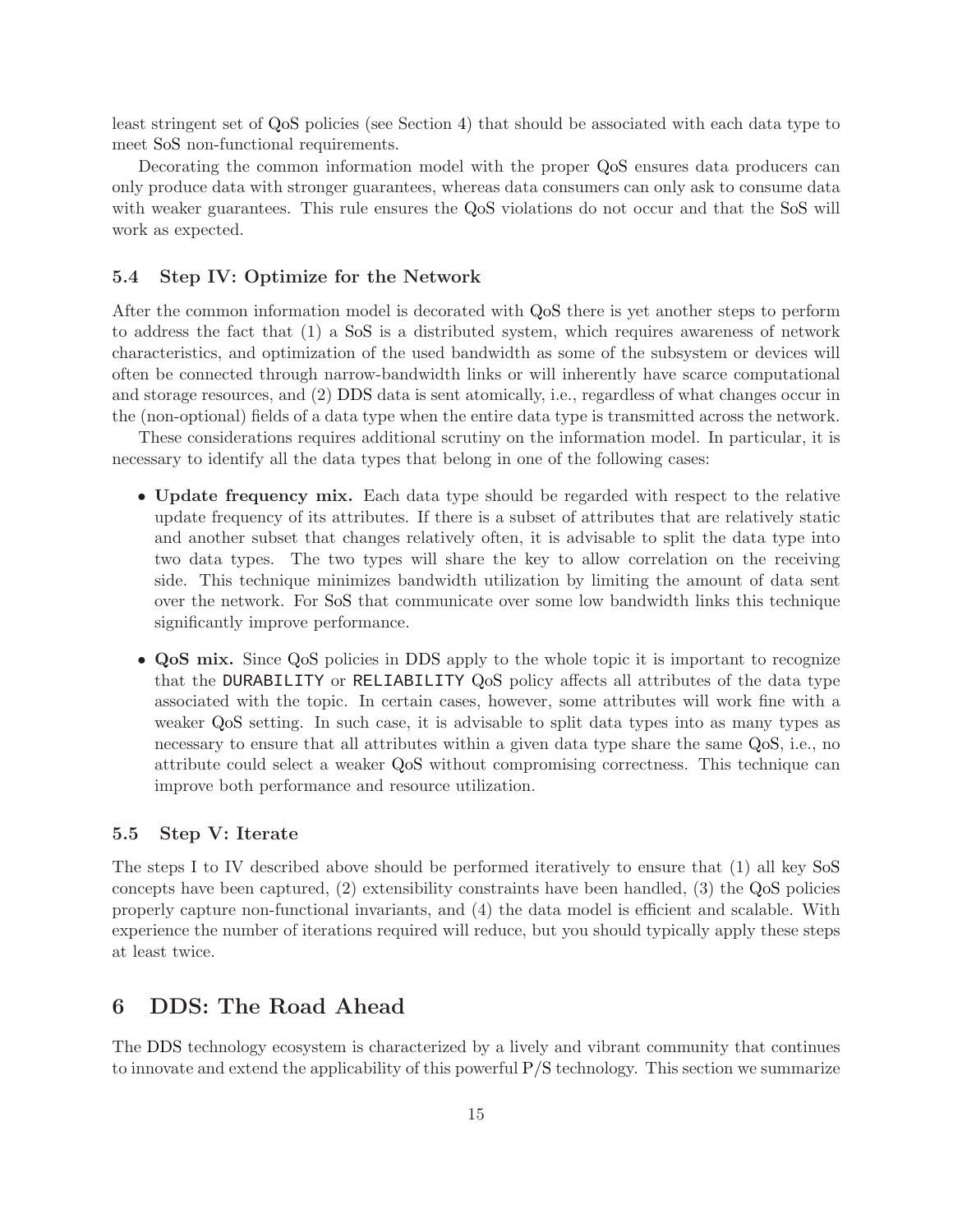least stringent set of QoS policies (see Section 4) that should be associated with each data type to meet SoS non-functional requirements.

Decorating the common information model with the proper QoS ensures data producers can only produce data with stronger guarantees, whereas data consumers can only ask to consume data with weaker guarantees. This rule ensures the QoS violations do not occur and that the SoS will work as expected.

### 5.4 Step IV: Optimize for the Network

After the common information model is decorated with QoS there is yet another steps to perform to address the fact that (1) a SoS is a distributed system, which requires awareness of network characteristics, and optimization of the used bandwidth as some of the subsystem or devices will often be connected through narrow-bandwidth links or will inherently have scarce computational and storage resources, and (2) DDS data is sent atomically, i.e., regardless of what changes occur in the (non-optional) fields of a data type when the entire data type is transmitted across the network.

These considerations requires additional scrutiny on the information model. In particular, it is necessary to identify all the data types that belong in one of the following cases:

- **Update frequency mix.** Each data type should be regarded with respect to the relative update frequency of its attributes. If there is a subset of attributes that are relatively static and another subset that changes relatively often, it is advisable to split the data type into two data types. The two types will share the key to allow correlation on the receiving side. This technique minimizes bandwidth utilization by limiting the amount of data sent over the network. For SoS that communicate over some low bandwidth links this technique significantly improve performance.

- **QoS mix.** Since QoS policies in DDS apply to the whole topic it is important to recognize that the `DURABILITY` or `RELIABILITY` QoS policy affects all attributes of the data type associated with the topic. In certain cases, however, some attributes will work fine with a weaker QoS setting. In such case, it is advisable to split data types into as many types as necessary to ensure that all attributes within a given data type share the same QoS, i.e., no attribute could select a weaker QoS without compromising correctness. This technique can improve both performance and resource utilization.

### 5.5 Step V: Iterate

The steps I to IV described above should be performed iteratively to ensure that (1) all key SoS concepts have been captured, (2) extensibility constraints have been handled, (3) the QoS policies properly capture non-functional invariants, and (4) the data model is efficient and scalable. With experience the number of iterations required will reduce, but you should typically apply these steps at least twice.

## 6 DDS: The Road Ahead

The DDS technology ecosystem is characterized by a lively and vibrant community that continues to innovate and extend the applicability of this powerful P/S technology. This section we summarize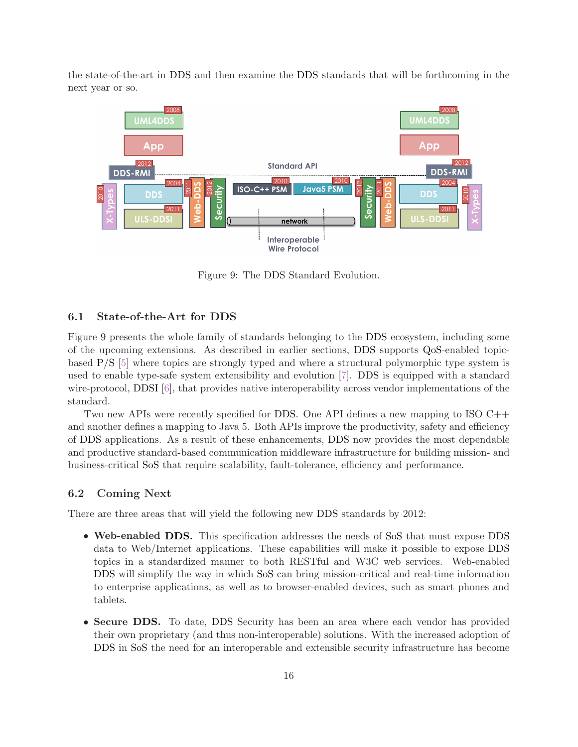the state-of-the-art in DDS and then examine the DDS standards that will be forthcoming in the next year or so.

Figure 9: The DDS Standard Evolution.

### 6.1 State-of-the-Art for DDS

Figure 9 presents the whole family of standards belonging to the DDS ecosystem, including some of the upcoming extensions. As described in earlier sections, DDS supports QoS-enabled topic-based P/S [5] where topics are strongly typed and where a structural polymorphic type system is used to enable type-safe system extensibility and evolution [7]. DDS is equipped with a standard wire-protocol, DDSI [6], that provides native interoperability across vendor implementations of the standard.

Two new APIs were recently specified for DDS. One API defines a new mapping to ISO C++ and another defines a mapping to Java 5. Both APIs improve the productivity, safety and efficiency of DDS applications. As a result of these enhancements, DDS now provides the most dependable and productive standard-based communication middleware infrastructure for building mission- and business-critical SoS that require scalability, fault-tolerance, efficiency and performance.

### 6.2 Coming Next

There are three areas that will yield the following new DDS standards by 2012:

- **Web-enabled DDS.** This specification addresses the needs of SoS that must expose DDS data to Web/Internet applications. These capabilities will make it possible to expose DDS topics in a standardized manner to both RESTful and W3C web services. Web-enabled DDS will simplify the way in which SoS can bring mission-critical and real-time information to enterprise applications, as well as to browser-enabled devices, such as smart phones and tablets.
- **Secure DDS.** To date, DDS Security has been an area where each vendor has provided their own proprietary (and thus non-interoperable) solutions. With the increased adoption of DDS in SoS the need for an interoperable and extensible security infrastructure has become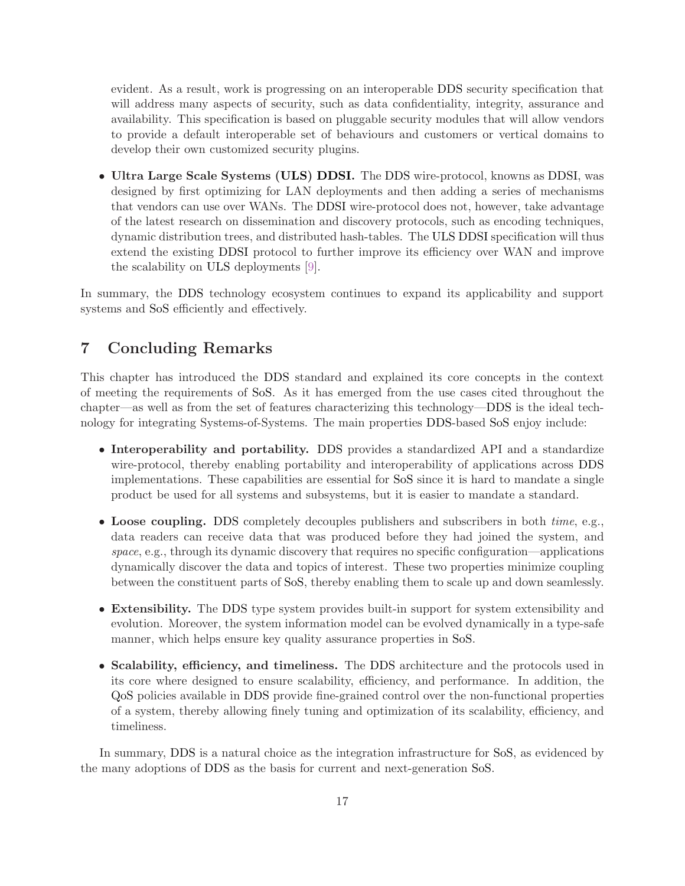evident. As a result, work is progressing on an interoperable DDS security specification that will address many aspects of security, such as data confidentiality, integrity, assurance and availability. This specification is based on pluggable security modules that will allow vendors to provide a default interoperable set of behaviours and customers or vertical domains to develop their own customized security plugins.

- **Ultra Large Scale Systems (ULS) DDSI.** The DDS wire-protocol, knowns as DDSI, was designed by first optimizing for LAN deployments and then adding a series of mechanisms that vendors can use over WANs. The DDSI wire-protocol does not, however, take advantage of the latest research on dissemination and discovery protocols, such as encoding techniques, dynamic distribution trees, and distributed hash-tables. The ULS DDSI specification will thus extend the existing DDSI protocol to further improve its efficiency over WAN and improve the scalability on ULS deployments [9].

In summary, the DDS technology ecosystem continues to expand its applicability and support systems and SoS efficiently and effectively.

# 7 Concluding Remarks

This chapter has introduced the DDS standard and explained its core concepts in the context of meeting the requirements of SoS. As it has emerged from the use cases cited throughout the chapter—as well as from the set of features characterizing this technology—DDS is the ideal technology for integrating Systems-of-Systems. The main properties DDS-based SoS enjoy include:

- **Interoperability and portability.** DDS provides a standardized API and a standardize wire-protocol, thereby enabling portability and interoperability of applications across DDS implementations. These capabilities are essential for SoS since it is hard to mandate a single product be used for all systems and subsystems, but it is easier to mandate a standard.
- **Loose coupling.** DDS completely decouples publishers and subscribers in both *time*, e.g., data readers can receive data that was produced before they had joined the system, and *space*, e.g., through its dynamic discovery that requires no specific configuration—applications dynamically discover the data and topics of interest. These two properties minimize coupling between the constituent parts of SoS, thereby enabling them to scale up and down seamlessly.
- **Extensibility.** The DDS type system provides built-in support for system extensibility and evolution. Moreover, the system information model can be evolved dynamically in a type-safe manner, which helps ensure key quality assurance properties in SoS.
- **Scalability, efficiency, and timeliness.** The DDS architecture and the protocols used in its core where designed to ensure scalability, efficiency, and performance. In addition, the QoS policies available in DDS provide fine-grained control over the non-functional properties of a system, thereby allowing finely tuning and optimization of its scalability, efficiency, and timeliness.

In summary, DDS is a natural choice as the integration infrastructure for SoS, as evidenced by the many adoptions of DDS as the basis for current and next-generation SoS.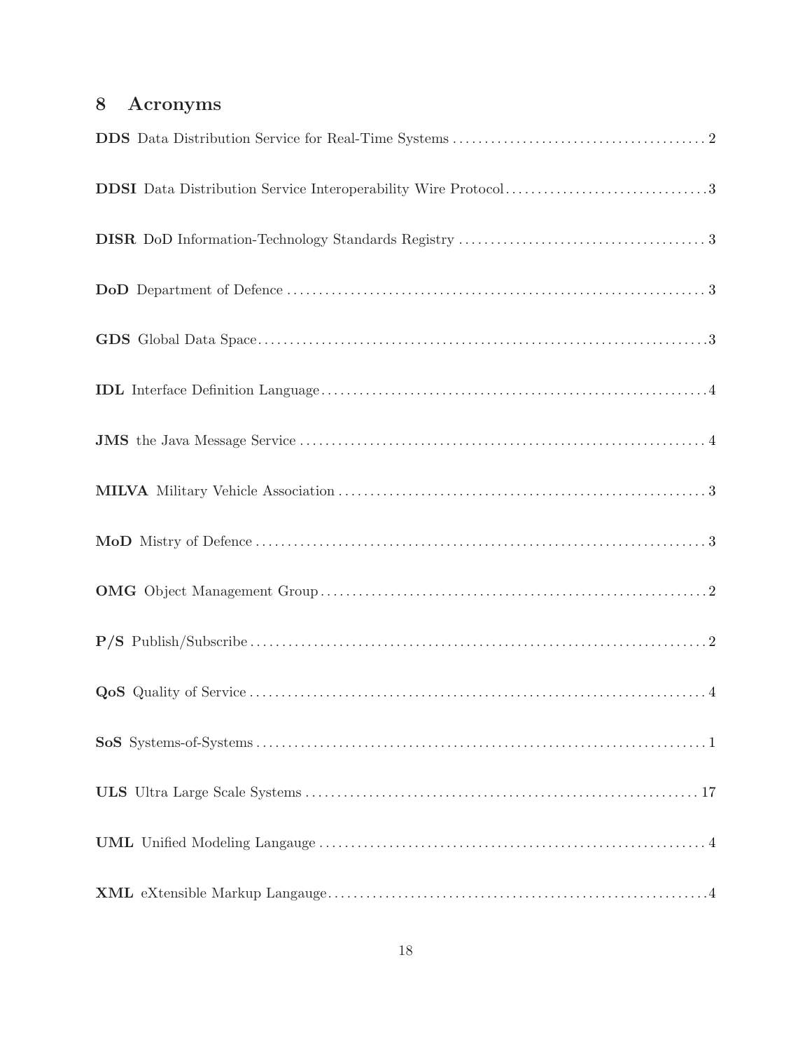## 8 Acronyms

**DDS** Data Distribution Service for Real-Time Systems ........ 2

**DDSI** Data Distribution Service Interoperability Wire Protocol ........ 3

**DISR** DoD Information-Technology Standards Registry ........ 3

**DoD** Department of Defence ........ 3

**GDS** Global Data Space ........ 3

**IDL** Interface Definition Language ........ 4

**JMS** the Java Message Service ........ 4

**MILVA** Military Vehicle Association ........ 3

**MoD** Mistry of Defence ........ 3

**OMG** Object Management Group ........ 2

**P/S** Publish/Subscribe ........ 2

**QoS** Quality of Service ........ 4

**SoS** Systems-of-Systems ........ 1

**ULS** Ultra Large Scale Systems ........ 17

**UML** Unified Modeling Langauge ........ 4

**XML** eXtensible Markup Langauge ........ 4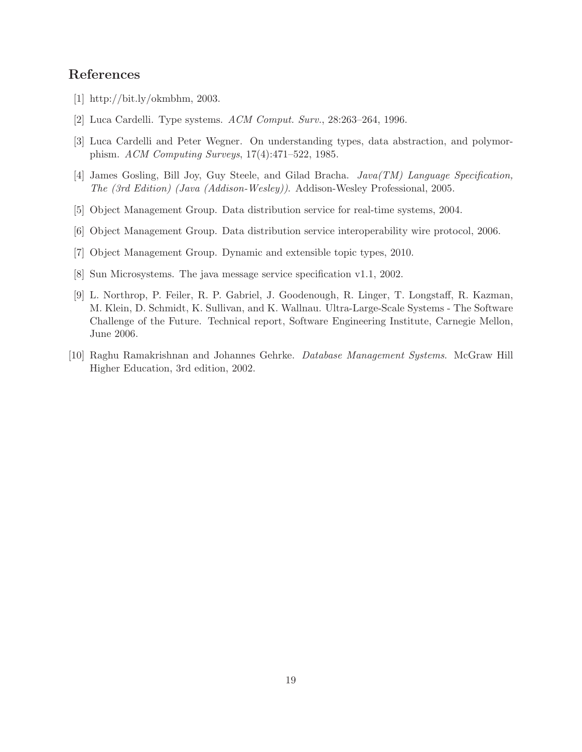## References

[1] http://bit.ly/okmbhm, 2003.

[2] Luca Cardelli. Type systems. *ACM Comput. Surv.*, 28:263–264, 1996.

[3] Luca Cardelli and Peter Wegner. On understanding types, data abstraction, and polymorphism. *ACM Computing Surveys*, 17(4):471–522, 1985.

[4] James Gosling, Bill Joy, Guy Steele, and Gilad Bracha. *Java(TM) Language Specification, The (3rd Edition) (Java (Addison-Wesley))*. Addison-Wesley Professional, 2005.

[5] Object Management Group. Data distribution service for real-time systems, 2004.

[6] Object Management Group. Data distribution service interoperability wire protocol, 2006.

[7] Object Management Group. Dynamic and extensible topic types, 2010.

[8] Sun Microsystems. The java message service specification v1.1, 2002.

[9] L. Northrop, P. Feiler, R. P. Gabriel, J. Goodenough, R. Linger, T. Longstaff, R. Kazman, M. Klein, D. Schmidt, K. Sullivan, and K. Wallnau. Ultra-Large-Scale Systems - The Software Challenge of the Future. Technical report, Software Engineering Institute, Carnegie Mellon, June 2006.

[10] Raghu Ramakrishnan and Johannes Gehrke. *Database Management Systems*. McGraw Hill Higher Education, 3rd edition, 2002.